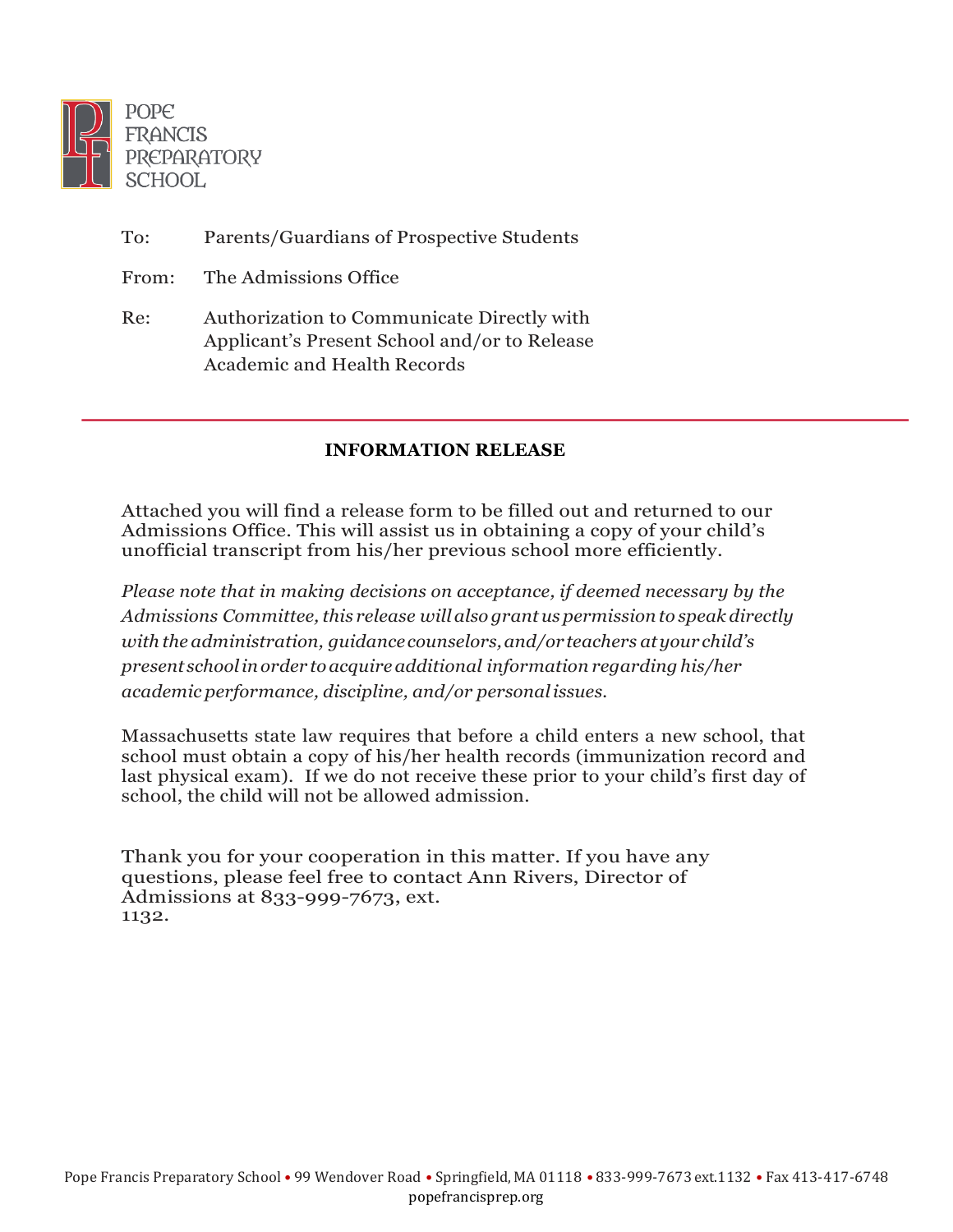POPE FRANCIS PREPARATORY SCHOOL

To: Parents/Guardians of Prospective Students

From: The Admissions Office

Re: Authorization to Communicate Directly with Applicant's Present School and/or to Release Academic and Health Records

---

**INFORMATION RELEASE**

Attached you will find a release form to be filled out and returned to our Admissions Office. This will assist us in obtaining a copy of your child's unofficial transcript from his/her previous school more efficiently.

*Please note that in making decisions on acceptance, if deemed necessary by the Admissions Committee, this release will also grant us permission to speak directly with the administration, guidance counselors, and/or teachers at your child's present school in order to acquire additional information regarding his/her academic performance, discipline, and/or personal issues.*

Massachusetts state law requires that before a child enters a new school, that school must obtain a copy of his/her health records (immunization record and last physical exam). If we do not receive these prior to your child's first day of school, the child will not be allowed admission.

Thank you for your cooperation in this matter. If you have any questions, please feel free to contact Ann Rivers, Director of Admissions at 833-999-7673, ext. 1132.

Pope Francis Preparatory School • 99 Wendover Road • Springfield, MA 01118 • 833-999-7673 ext.1132 • Fax 413-417-6748
popefrancisprep.org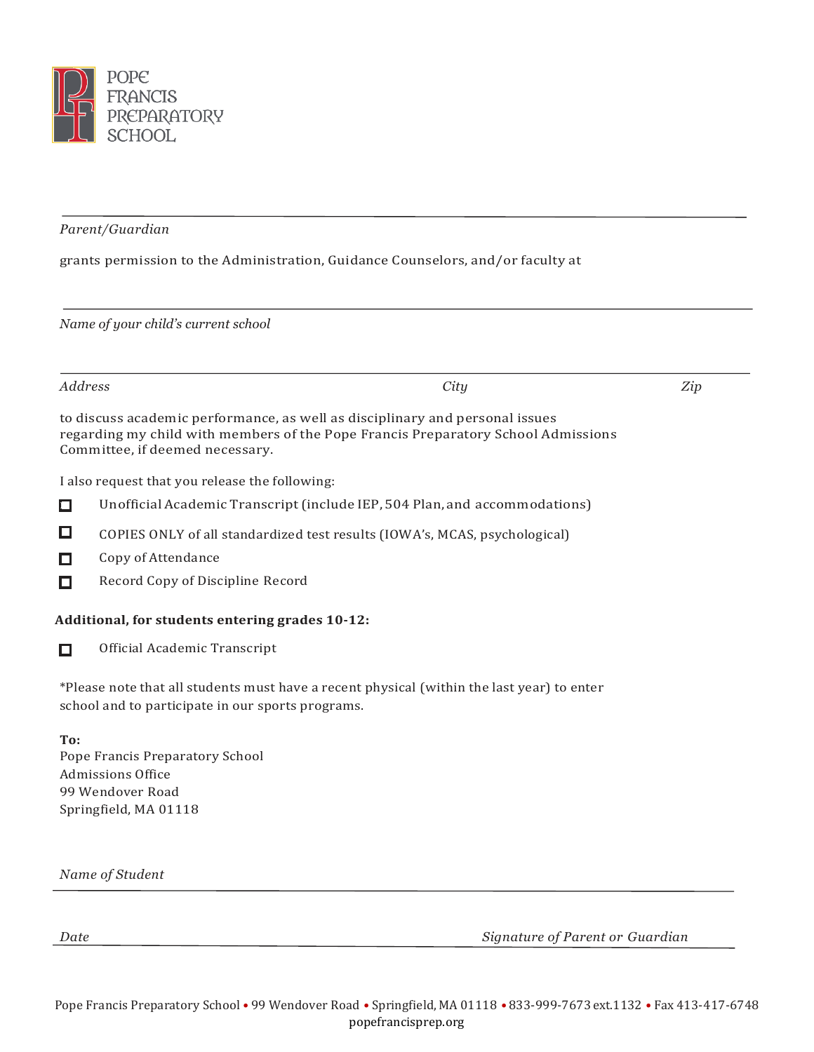POPE FRANCIS PREPARATORY SCHOOL

_______________________________________________

*Parent/Guardian*

grants permission to the Administration, Guidance Counselors, and/or faculty at

_______________________________________________

*Name of your child's current school*

_______________________________________________

*Address* *City* *Zip*

to discuss academic performance, as well as disciplinary and personal issues regarding my child with members of the Pope Francis Preparatory School Admissions Committee, if deemed necessary.

I also request that you release the following:

- ☐ Unofficial Academic Transcript (include IEP, 504 Plan, and accommodations)
- ☐ COPIES ONLY of all standardized test results (IOWA's, MCAS, psychological)
- ☐ Copy of Attendance
- ☐ Record Copy of Discipline Record

**Additional, for students entering grades 10-12:**

- ☐ Official Academic Transcript

*Please note that all students must have a recent physical (within the last year) to enter school and to participate in our sports programs.

**To:**
Pope Francis Preparatory School
Admissions Office
99 Wendover Road
Springfield, MA 01118

*Name of Student* _______________________________________________

*Date* _______________________ *Signature of Parent or Guardian* _______________________

Pope Francis Preparatory School • 99 Wendover Road • Springfield, MA 01118 • 833-999-7673 ext.1132 • Fax 413-417-6748
popefrancisprep.org